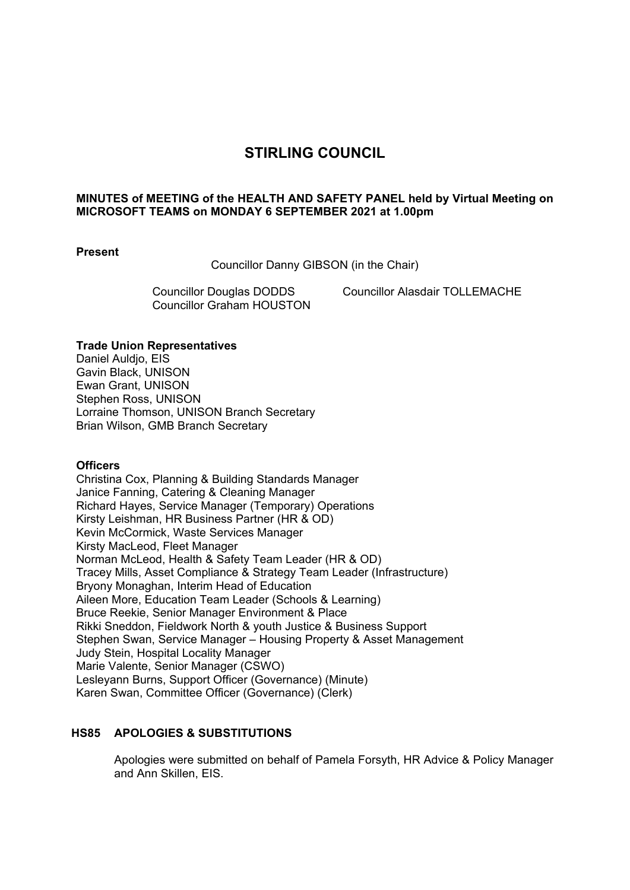# STIRLING COUNCIL

**MINUTES of MEETING of the HEALTH AND SAFETY PANEL held by Virtual Meeting on MICROSOFT TEAMS on MONDAY 6 SEPTEMBER 2021 at 1.00pm**

**Present**

Councillor Danny GIBSON (in the Chair)

Councillor Douglas DODDS
Councillor Graham HOUSTON
Councillor Alasdair TOLLEMACHE

**Trade Union Representatives**

Daniel Auldjo, EIS
Gavin Black, UNISON
Ewan Grant, UNISON
Stephen Ross, UNISON
Lorraine Thomson, UNISON Branch Secretary
Brian Wilson, GMB Branch Secretary

**Officers**

Christina Cox, Planning & Building Standards Manager
Janice Fanning, Catering & Cleaning Manager
Richard Hayes, Service Manager (Temporary) Operations
Kirsty Leishman, HR Business Partner (HR & OD)
Kevin McCormick, Waste Services Manager
Kirsty MacLeod, Fleet Manager
Norman McLeod, Health & Safety Team Leader (HR & OD)
Tracey Mills, Asset Compliance & Strategy Team Leader (Infrastructure)
Bryony Monaghan, Interim Head of Education
Aileen More, Education Team Leader (Schools & Learning)
Bruce Reekie, Senior Manager Environment & Place
Rikki Sneddon, Fieldwork North & youth Justice & Business Support
Stephen Swan, Service Manager – Housing Property & Asset Management
Judy Stein, Hospital Locality Manager
Marie Valente, Senior Manager (CSWO)
Lesleyann Burns, Support Officer (Governance) (Minute)
Karen Swan, Committee Officer (Governance) (Clerk)

## HS85 APOLOGIES & SUBSTITUTIONS

Apologies were submitted on behalf of Pamela Forsyth, HR Advice & Policy Manager and Ann Skillen, EIS.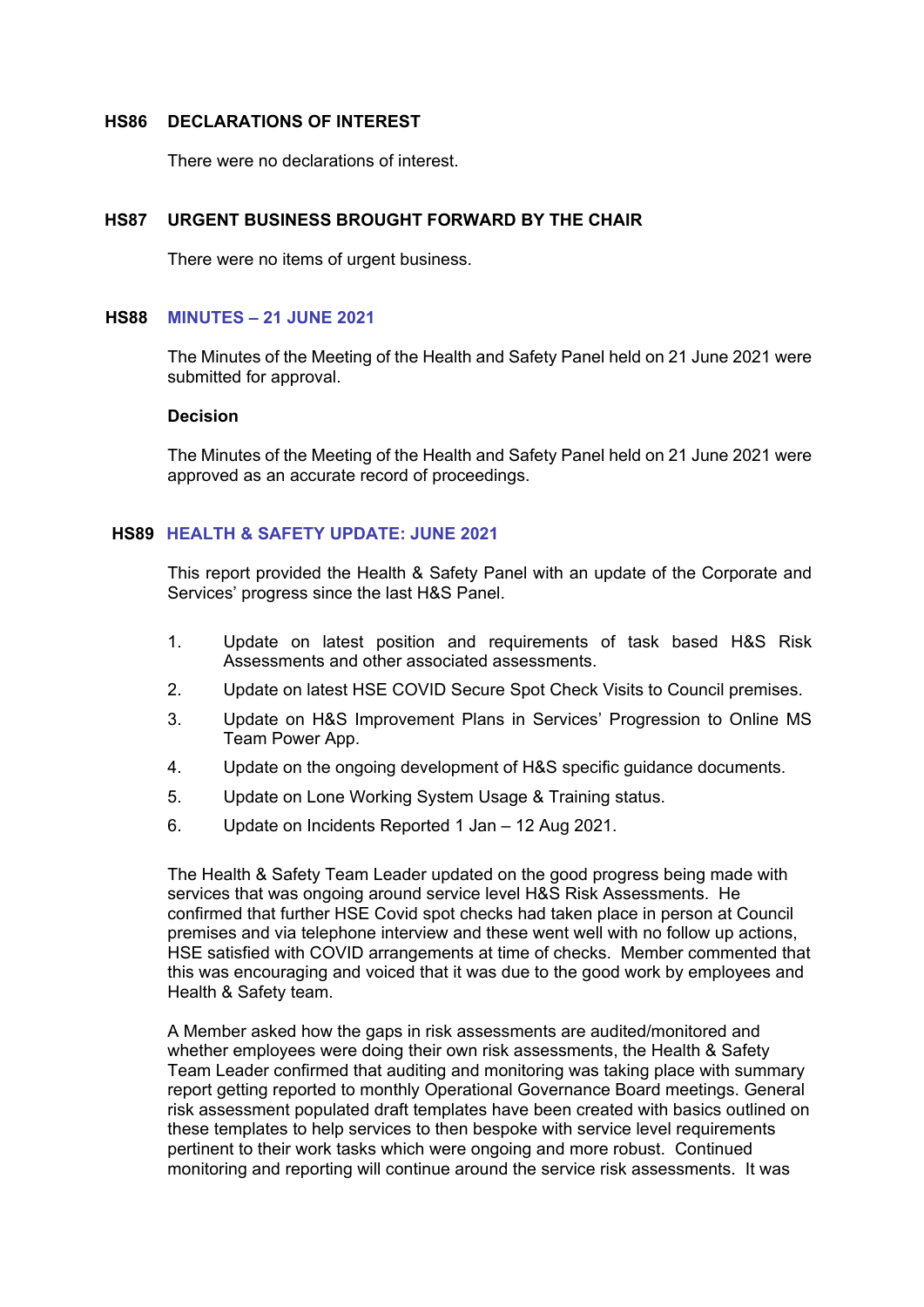## HS86 DECLARATIONS OF INTEREST

There were no declarations of interest.

## HS87 URGENT BUSINESS BROUGHT FORWARD BY THE CHAIR

There were no items of urgent business.

## HS88 MINUTES – 21 JUNE 2021

The Minutes of the Meeting of the Health and Safety Panel held on 21 June 2021 were submitted for approval.

**Decision**

The Minutes of the Meeting of the Health and Safety Panel held on 21 June 2021 were approved as an accurate record of proceedings.

## HS89 HEALTH & SAFETY UPDATE: JUNE 2021

This report provided the Health & Safety Panel with an update of the Corporate and Services' progress since the last H&S Panel.

1. Update on latest position and requirements of task based H&S Risk Assessments and other associated assessments.
2. Update on latest HSE COVID Secure Spot Check Visits to Council premises.
3. Update on H&S Improvement Plans in Services' Progression to Online MS Team Power App.
4. Update on the ongoing development of H&S specific guidance documents.
5. Update on Lone Working System Usage & Training status.
6. Update on Incidents Reported 1 Jan – 12 Aug 2021.

The Health & Safety Team Leader updated on the good progress being made with services that was ongoing around service level H&S Risk Assessments. He confirmed that further HSE Covid spot checks had taken place in person at Council premises and via telephone interview and these went well with no follow up actions, HSE satisfied with COVID arrangements at time of checks. Member commented that this was encouraging and voiced that it was due to the good work by employees and Health & Safety team.

A Member asked how the gaps in risk assessments are audited/monitored and whether employees were doing their own risk assessments, the Health & Safety Team Leader confirmed that auditing and monitoring was taking place with summary report getting reported to monthly Operational Governance Board meetings. General risk assessment populated draft templates have been created with basics outlined on these templates to help services to then bespoke with service level requirements pertinent to their work tasks which were ongoing and more robust. Continued monitoring and reporting will continue around the service risk assessments. It was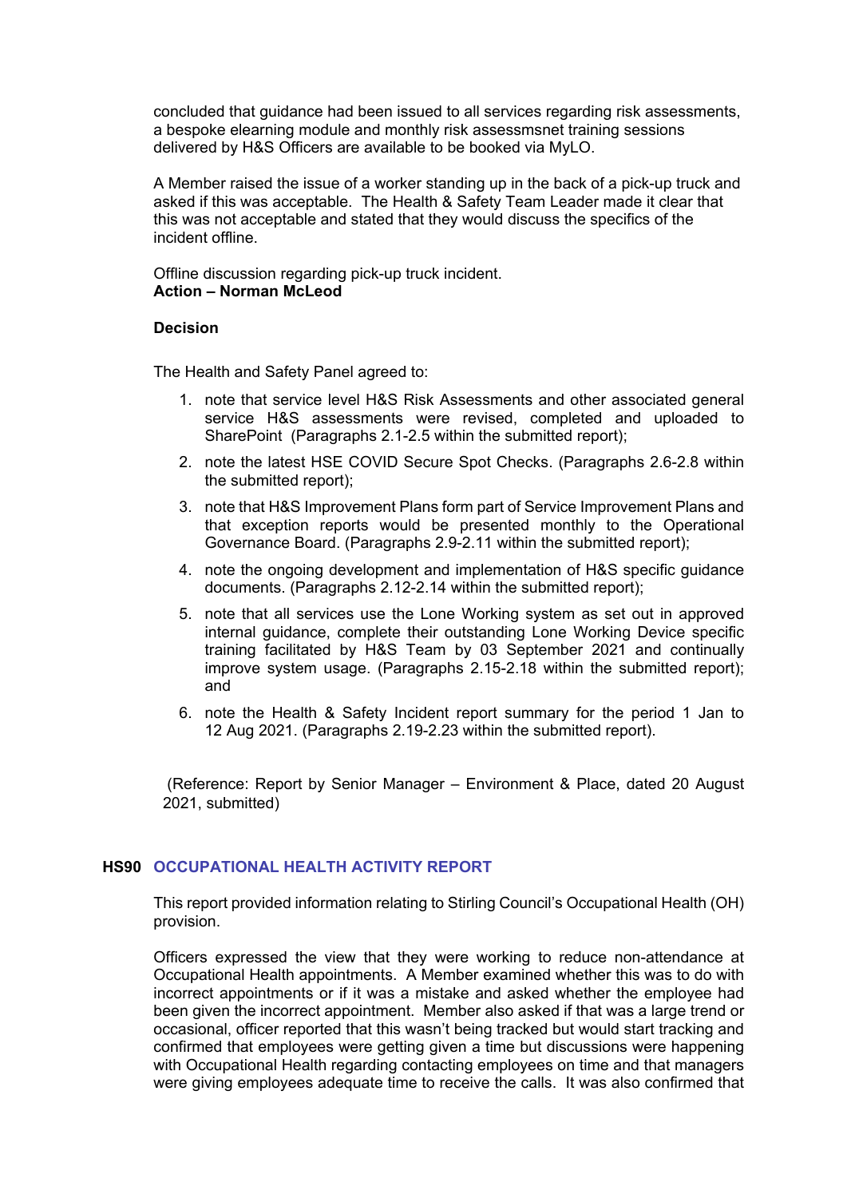concluded that guidance had been issued to all services regarding risk assessments, a bespoke elearning module and monthly risk assessmsnet training sessions delivered by H&S Officers are available to be booked via MyLO.

A Member raised the issue of a worker standing up in the back of a pick-up truck and asked if this was acceptable. The Health & Safety Team Leader made it clear that this was not acceptable and stated that they would discuss the specifics of the incident offline.

Offline discussion regarding pick-up truck incident.
**Action – Norman McLeod**

**Decision**

The Health and Safety Panel agreed to:

1. note that service level H&S Risk Assessments and other associated general service H&S assessments were revised, completed and uploaded to SharePoint (Paragraphs 2.1-2.5 within the submitted report);
2. note the latest HSE COVID Secure Spot Checks. (Paragraphs 2.6-2.8 within the submitted report);
3. note that H&S Improvement Plans form part of Service Improvement Plans and that exception reports would be presented monthly to the Operational Governance Board. (Paragraphs 2.9-2.11 within the submitted report);
4. note the ongoing development and implementation of H&S specific guidance documents. (Paragraphs 2.12-2.14 within the submitted report);
5. note that all services use the Lone Working system as set out in approved internal guidance, complete their outstanding Lone Working Device specific training facilitated by H&S Team by 03 September 2021 and continually improve system usage. (Paragraphs 2.15-2.18 within the submitted report); and
6. note the Health & Safety Incident report summary for the period 1 Jan to 12 Aug 2021. (Paragraphs 2.19-2.23 within the submitted report).

(Reference: Report by Senior Manager – Environment & Place, dated 20 August 2021, submitted)

## HS90 OCCUPATIONAL HEALTH ACTIVITY REPORT

This report provided information relating to Stirling Council's Occupational Health (OH) provision.

Officers expressed the view that they were working to reduce non-attendance at Occupational Health appointments. A Member examined whether this was to do with incorrect appointments or if it was a mistake and asked whether the employee had been given the incorrect appointment. Member also asked if that was a large trend or occasional, officer reported that this wasn't being tracked but would start tracking and confirmed that employees were getting given a time but discussions were happening with Occupational Health regarding contacting employees on time and that managers were giving employees adequate time to receive the calls. It was also confirmed that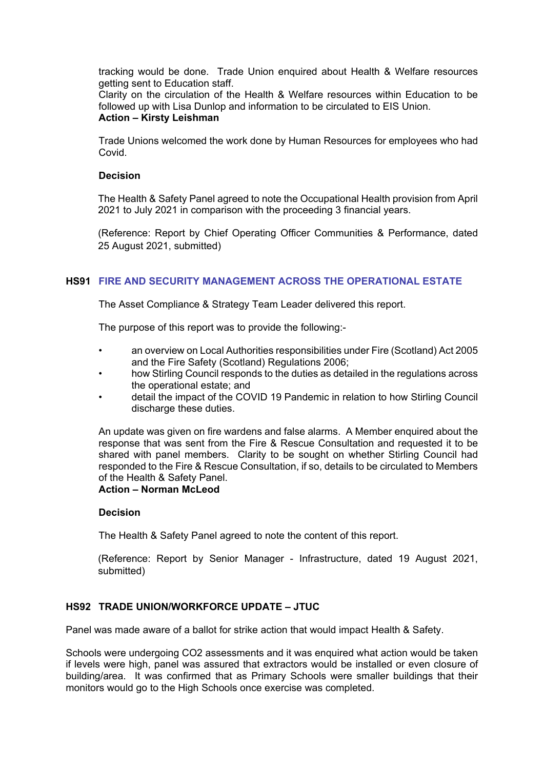tracking would be done. Trade Union enquired about Health & Welfare resources getting sent to Education staff.
Clarity on the circulation of the Health & Welfare resources within Education to be followed up with Lisa Dunlop and information to be circulated to EIS Union.
**Action – Kirsty Leishman**

Trade Unions welcomed the work done by Human Resources for employees who had Covid.

**Decision**

The Health & Safety Panel agreed to note the Occupational Health provision from April 2021 to July 2021 in comparison with the proceeding 3 financial years.

(Reference: Report by Chief Operating Officer Communities & Performance, dated 25 August 2021, submitted)

## HS91 FIRE AND SECURITY MANAGEMENT ACROSS THE OPERATIONAL ESTATE

The Asset Compliance & Strategy Team Leader delivered this report.

The purpose of this report was to provide the following:-

- an overview on Local Authorities responsibilities under Fire (Scotland) Act 2005 and the Fire Safety (Scotland) Regulations 2006;
- how Stirling Council responds to the duties as detailed in the regulations across the operational estate; and
- detail the impact of the COVID 19 Pandemic in relation to how Stirling Council discharge these duties.

An update was given on fire wardens and false alarms. A Member enquired about the response that was sent from the Fire & Rescue Consultation and requested it to be shared with panel members. Clarity to be sought on whether Stirling Council had responded to the Fire & Rescue Consultation, if so, details to be circulated to Members of the Health & Safety Panel.
**Action – Norman McLeod**

**Decision**

The Health & Safety Panel agreed to note the content of this report.

(Reference: Report by Senior Manager - Infrastructure, dated 19 August 2021, submitted)

## HS92 TRADE UNION/WORKFORCE UPDATE – JTUC

Panel was made aware of a ballot for strike action that would impact Health & Safety.

Schools were undergoing $CO_2$ assessments and it was enquired what action would be taken if levels were high, panel was assured that extractors would be installed or even closure of building/area. It was confirmed that as Primary Schools were smaller buildings that their monitors would go to the High Schools once exercise was completed.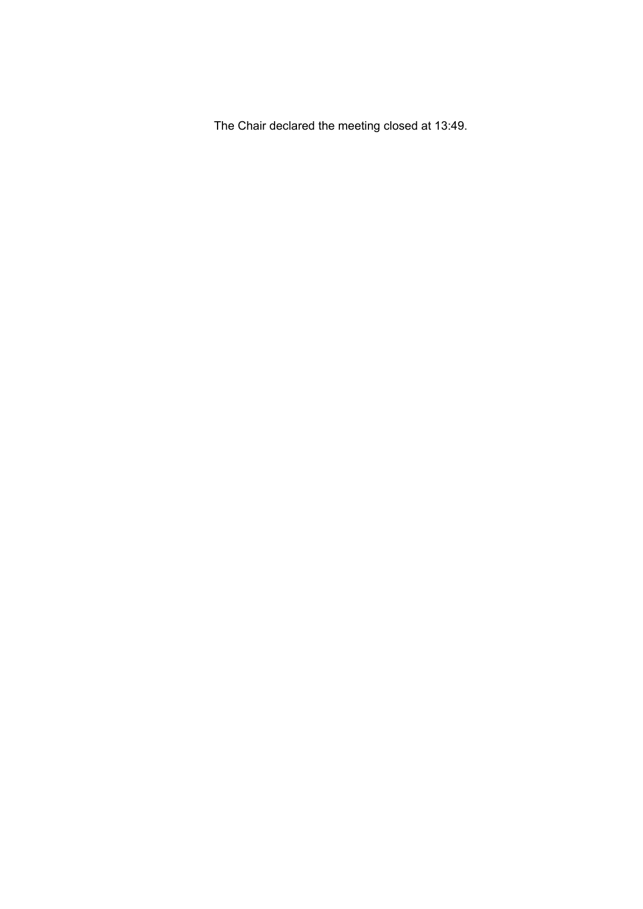The Chair declared the meeting closed at 13:49.